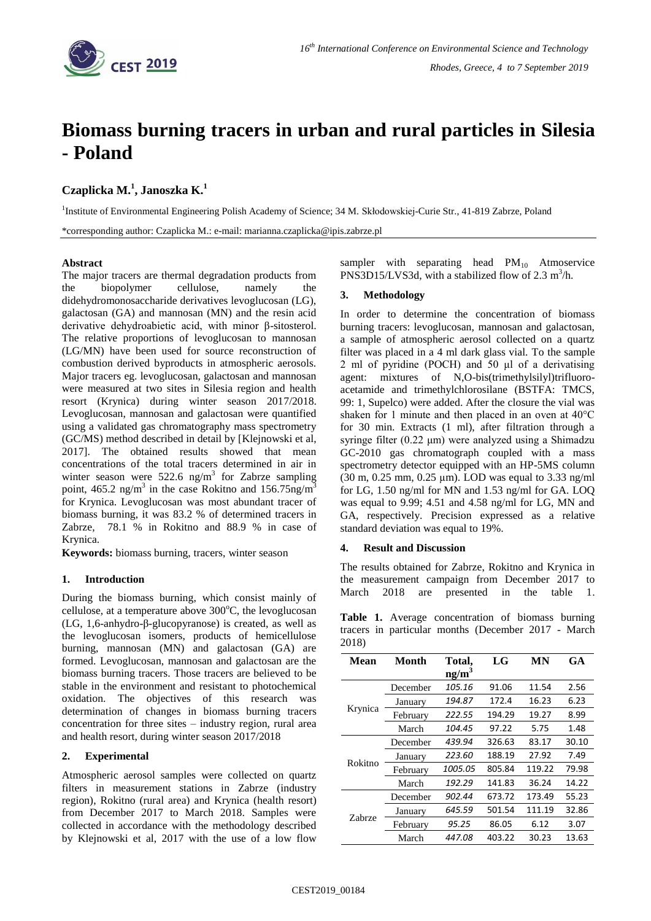# Biomass burning tracers in urban and rural particles in Silesia - Poland

**Czaplicka M.[1], Janoszka K.[1]**

[1]Institute of Environmental Engineering Polish Academy of Science; 34 M. Skłodowskiej-Curie Str., 41-819 Zabrze, Poland

*corresponding author: Czaplicka M.: e-mail: marianna.czaplicka@ipis.zabrze.pl

### Abstract

The major tracers are thermal degradation products from the biopolymer cellulose, namely the didehydromonosaccharide derivatives levoglucosan (LG), galactosan (GA) and mannosan (MN) and the resin acid derivative dehydroabietic acid, with minor β-sitosterol. The relative proportions of levoglucosan to mannosan (LG/MN) have been used for source reconstruction of combustion derived byproducts in atmospheric aerosols. Major tracers eg. levoglucosan, galactosan and mannosan were measured at two sites in Silesia region and health resort (Krynica) during winter season 2017/2018. Levoglucosan, mannosan and galactosan were quantified using a validated gas chromatography mass spectrometry (GC/MS) method described in detail by [Klejnowski et al, 2017]. The obtained results showed that mean concentrations of the total tracers determined in air in winter season were 522.6 ng/m$^3$ for Zabrze sampling point, 465.2 ng/m$^3$ in the case Rokitno and 156.75ng/m$^3$ for Krynica. Levoglucosan was most abundant tracer of biomass burning, it was 83.2 % of determined tracers in Zabrze, 78.1 % in Rokitno and 88.9 % in case of Krynica.

**Keywords:** biomass burning, tracers, winter season

## 1. Introduction

During the biomass burning, which consist mainly of cellulose, at a temperature above 300°C, the levoglucosan (LG, 1,6-anhydro-β-glucopyranose) is created, as well as the levoglucosan isomers, products of hemicellulose burning, mannosan (MN) and galactosan (GA) are formed. Levoglucosan, mannosan and galactosan are the biomass burning tracers. Those tracers are believed to be stable in the environment and resistant to photochemical oxidation. The objectives of this research was determination of changes in biomass burning tracers concentration for three sites – industry region, rural area and health resort, during winter season 2017/2018

## 2. Experimental

Atmospheric aerosol samples were collected on quartz filters in measurement stations in Zabrze (industry region), Rokitno (rural area) and Krynica (health resort) from December 2017 to March 2018. Samples were collected in accordance with the methodology described by Klejnowski et al, 2017 with the use of a low flow sampler with separating head $PM_{10}$ Atmoservice PNS3D15/LVS3d, with a stabilized flow of 2.3 m$^3$/h.

## 3. Methodology

In order to determine the concentration of biomass burning tracers: levoglucosan, mannosan and galactosan, a sample of atmospheric aerosol collected on a quartz filter was placed in a 4 ml dark glass vial. To the sample 2 ml of pyridine (POCH) and 50 µl of a derivatising agent: mixtures of N,O-bis(trimethylsilyl)trifluoro-acetamide and trimethylchlorosilane (BSTFA: TMCS, 99: 1, Supelco) were added. After the closure the vial was shaken for 1 minute and then placed in an oven at 40°C for 30 min. Extracts (1 ml), after filtration through a syringe filter (0.22 µm) were analyzed using a Shimadzu GC-2010 gas chromatograph coupled with a mass spectrometry detector equipped with an HP-5MS column (30 m, 0.25 mm, 0.25 µm). LOD was equal to 3.33 ng/ml for LG, 1.50 ng/ml for MN and 1.53 ng/ml for GA. LOQ was equal to 9.99; 4.51 and 4.58 ng/ml for LG, MN and GA, respectively. Precision expressed as a relative standard deviation was equal to 19%.

## 4. Result and Discussion

The results obtained for Zabrze, Rokitno and Krynica in the measurement campaign from December 2017 to March 2018 are presented in the table 1.

**Table 1.** Average concentration of biomass burning tracers in particular months (December 2017 - March 2018)

| Mean | Month | Total, ng/m$^3$ | LG | MN | GA |
|---|---|---|---|---|---|
| Krynica | December | *105.16* | 91.06 | 11.54 | 2.56 |
| | January | *194.87* | 172.4 | 16.23 | 6.23 |
| | February | *222.55* | 194.29 | 19.27 | 8.99 |
| | March | *104.45* | 97.22 | 5.75 | 1.48 |
| Rokitno | December | *439.94* | 326.63 | 83.17 | 30.10 |
| | January | *223.60* | 188.19 | 27.92 | 7.49 |
| | February | *1005.05* | 805.84 | 119.22 | 79.98 |
| | March | *192.29* | 141.83 | 36.24 | 14.22 |
| Zabrze | December | *902.44* | 673.72 | 173.49 | 55.23 |
| | January | *645.59* | 501.54 | 111.19 | 32.86 |
| | February | *95.25* | 86.05 | 6.12 | 3.07 |
| | March | *447.08* | 403.22 | 30.23 | 13.63 |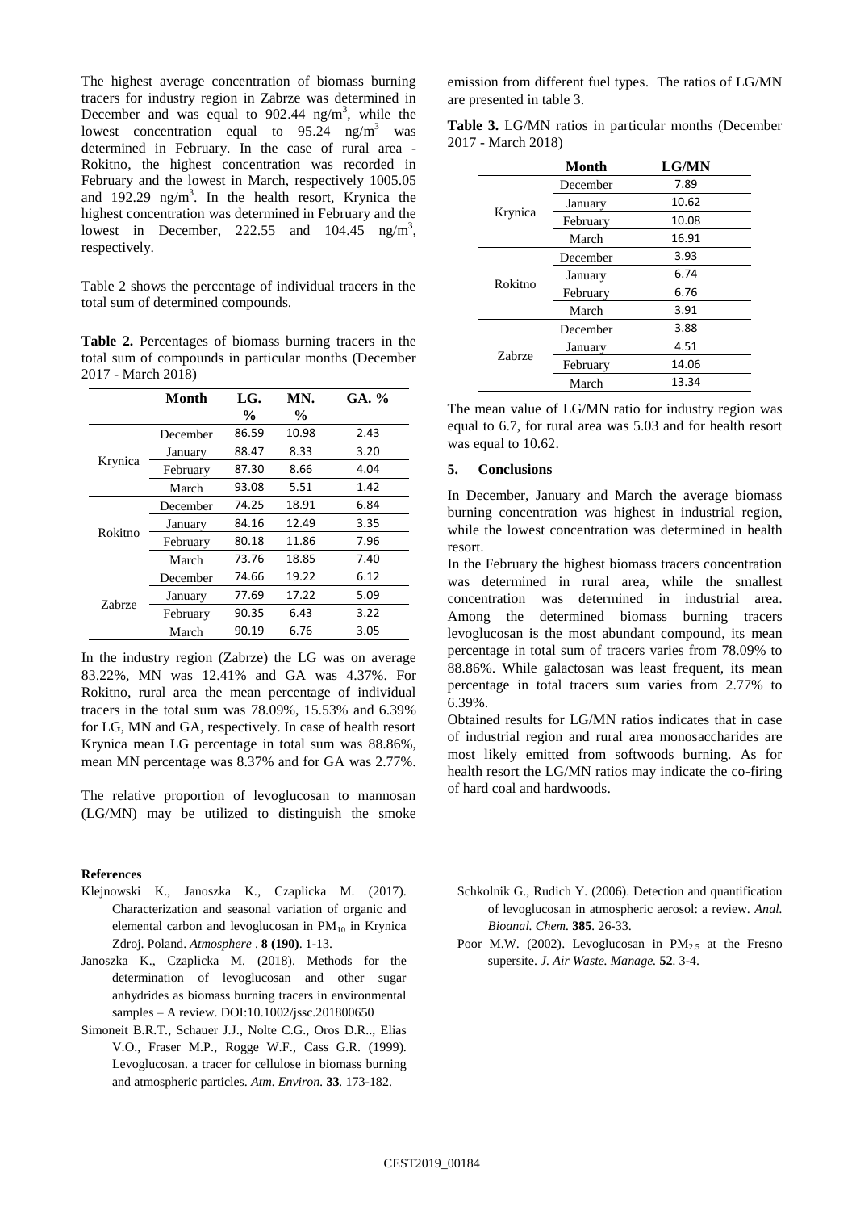The highest average concentration of biomass burning tracers for industry region in Zabrze was determined in December and was equal to 902.44 ng/m$^3$, while the lowest concentration equal to 95.24 ng/m$^3$ was determined in February. In the case of rural area - Rokitno, the highest concentration was recorded in February and the lowest in March, respectively 1005.05 and 192.29 ng/m$^3$. In the health resort, Krynica the highest concentration was determined in February and the lowest in December, 222.55 and 104.45 ng/m$^3$, respectively.

Table 2 shows the percentage of individual tracers in the total sum of determined compounds.

**Table 2.** Percentages of biomass burning tracers in the total sum of compounds in particular months (December 2017 - March 2018)

| | Month | LG. % | MN. % | GA. % |
|---|---|---|---|---|
| Krynica | December | 86.59 | 10.98 | 2.43 |
| | January | 88.47 | 8.33 | 3.20 |
| | February | 87.30 | 8.66 | 4.04 |
| | March | 93.08 | 5.51 | 1.42 |
| Rokitno | December | 74.25 | 18.91 | 6.84 |
| | January | 84.16 | 12.49 | 3.35 |
| | February | 80.18 | 11.86 | 7.96 |
| | March | 73.76 | 18.85 | 7.40 |
| Zabrze | December | 74.66 | 19.22 | 6.12 |
| | January | 77.69 | 17.22 | 5.09 |
| | February | 90.35 | 6.43 | 3.22 |
| | March | 90.19 | 6.76 | 3.05 |

In the industry region (Zabrze) the LG was on average 83.22%, MN was 12.41% and GA was 4.37%. For Rokitno, rural area the mean percentage of individual tracers in the total sum was 78.09%, 15.53% and 6.39% for LG, MN and GA, respectively. In case of health resort Krynica mean LG percentage in total sum was 88.86%, mean MN percentage was 8.37% and for GA was 2.77%.

The relative proportion of levoglucosan to mannosan (LG/MN) may be utilized to distinguish the smoke emission from different fuel types. The ratios of LG/MN are presented in table 3.

**Table 3.** LG/MN ratios in particular months (December 2017 - March 2018)

| | Month | LG/MN |
|---|---|---|
| Krynica | December | 7.89 |
| | January | 10.62 |
| | February | 10.08 |
| | March | 16.91 |
| Rokitno | December | 3.93 |
| | January | 6.74 |
| | February | 6.76 |
| | March | 3.91 |
| Zabrze | December | 3.88 |
| | January | 4.51 |
| | February | 14.06 |
| | March | 13.34 |

The mean value of LG/MN ratio for industry region was equal to 6.7, for rural area was 5.03 and for health resort was equal to 10.62.

## 5. Conclusions

In December, January and March the average biomass burning concentration was highest in industrial region, while the lowest concentration was determined in health resort.

In the February the highest biomass tracers concentration was determined in rural area, while the smallest concentration was determined in industrial area. Among the determined biomass burning tracers levoglucosan is the most abundant compound, its mean percentage in total sum of tracers varies from 78.09% to 88.86%. While galactosan was least frequent, its mean percentage in total tracers sum varies from 2.77% to 6.39%.

Obtained results for LG/MN ratios indicates that in case of industrial region and rural area monosaccharides are most likely emitted from softwoods burning. As for health resort the LG/MN ratios may indicate the co-firing of hard coal and hardwoods.

## References

Klejnowski K., Janoszka K., Czaplicka M. (2017). Characterization and seasonal variation of organic and elemental carbon and levoglucosan in $PM_{10}$ in Krynica Zdroj. Poland. *Atmosphere* . **8 (190)**. 1-13.

Janoszka K., Czaplicka M. (2018). Methods for the determination of levoglucosan and other sugar anhydrides as biomass burning tracers in environmental samples – A review. DOI:10.1002/jssc.201800650

Simoneit B.R.T., Schauer J.J., Nolte C.G., Oros D.R.., Elias V.O., Fraser M.P., Rogge W.F., Cass G.R. (1999). Levoglucosan. a tracer for cellulose in biomass burning and atmospheric particles. *Atm. Environ.* **33**. 173-182.

Schkolnik G., Rudich Y. (2006). Detection and quantification of levoglucosan in atmospheric aerosol: a review. *Anal. Bioanal. Chem.* **385**. 26-33.

Poor M.W. (2002). Levoglucosan in $PM_{2.5}$ at the Fresno supersite. *J. Air Waste. Manage.* **52**. 3-4.